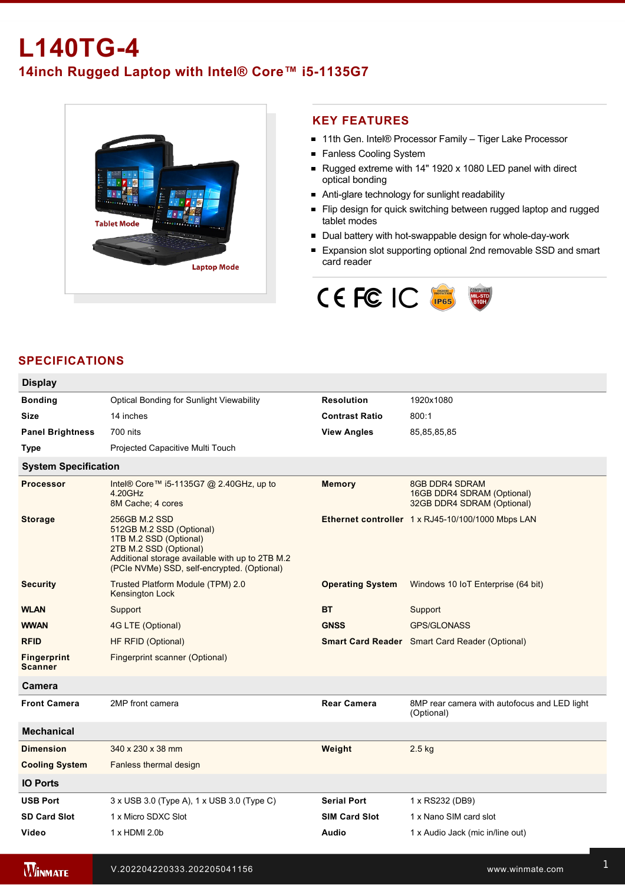# L140TG-4

## 14inch Rugged Laptop with Intel® Core™ i5-1135G7

Tablet Mode

Laptop Mode

## KEY FEATURES

- 11th Gen. Intel® Processor Family – Tiger Lake Processor
- Fanless Cooling System
- Rugged extreme with 14" 1920 x 1080 LED panel with direct optical bonding
- Anti-glare technology for sunlight readability
- Flip design for quick switching between rugged laptop and rugged tablet modes
- Dual battery with hot-swappable design for whole-day-work
- Expansion slot supporting optional 2nd removable SSD and smart card reader

## SPECIFICATIONS

| Display | | | |
|---|---|---|---|
| **Bonding** | Optical Bonding for Sunlight Viewability | **Resolution** | 1920x1080 |
| **Size** | 14 inches | **Contrast Ratio** | 800:1 |
| **Panel Brightness** | 700 nits | **View Angles** | 85,85,85,85 |
| **Type** | Projected Capacitive Multi Touch | | |
| **System Specification** | | | |
| **Processor** | Intel® Core™ i5-1135G7 @ 2.40GHz, up to 4.20GHz<br>8M Cache; 4 cores | **Memory** | 8GB DDR4 SDRAM<br>16GB DDR4 SDRAM (Optional)<br>32GB DDR4 SDRAM (Optional) |
| **Storage** | 256GB M.2 SSD<br>512GB M.2 SSD (Optional)<br>1TB M.2 SSD (Optional)<br>2TB M.2 SSD (Optional)<br>Additional storage available with up to 2TB M.2 (PCIe NVMe) SSD, self-encrypted. (Optional) | **Ethernet controller** | 1 x RJ45-10/100/1000 Mbps LAN |
| **Security** | Trusted Platform Module (TPM) 2.0<br>Kensington Lock | **Operating System** | Windows 10 IoT Enterprise (64 bit) |
| **WLAN** | Support | **BT** | Support |
| **WWAN** | 4G LTE (Optional) | **GNSS** | GPS/GLONASS |
| **RFID** | HF RFID (Optional) | **Smart Card Reader** | Smart Card Reader (Optional) |
| **Fingerprint Scanner** | Fingerprint scanner (Optional) | | |
| **Camera** | | | |
| **Front Camera** | 2MP front camera | **Rear Camera** | 8MP rear camera with autofocus and LED light (Optional) |
| **Mechanical** | | | |
| **Dimension** | 340 x 230 x 38 mm | **Weight** | 2.5 kg |
| **Cooling System** | Fanless thermal design | | |
| **IO Ports** | | | |
| **USB Port** | 3 x USB 3.0 (Type A), 1 x USB 3.0 (Type C) | **Serial Port** | 1 x RS232 (DB9) |
| **SD Card Slot** | 1 x Micro SDXC Slot | **SIM Card Slot** | 1 x Nano SIM card slot |
| **Video** | 1 x HDMI 2.0b | **Audio** | 1 x Audio Jack (mic in/line out) |

V.202204220333.202205041156

www.winmate.com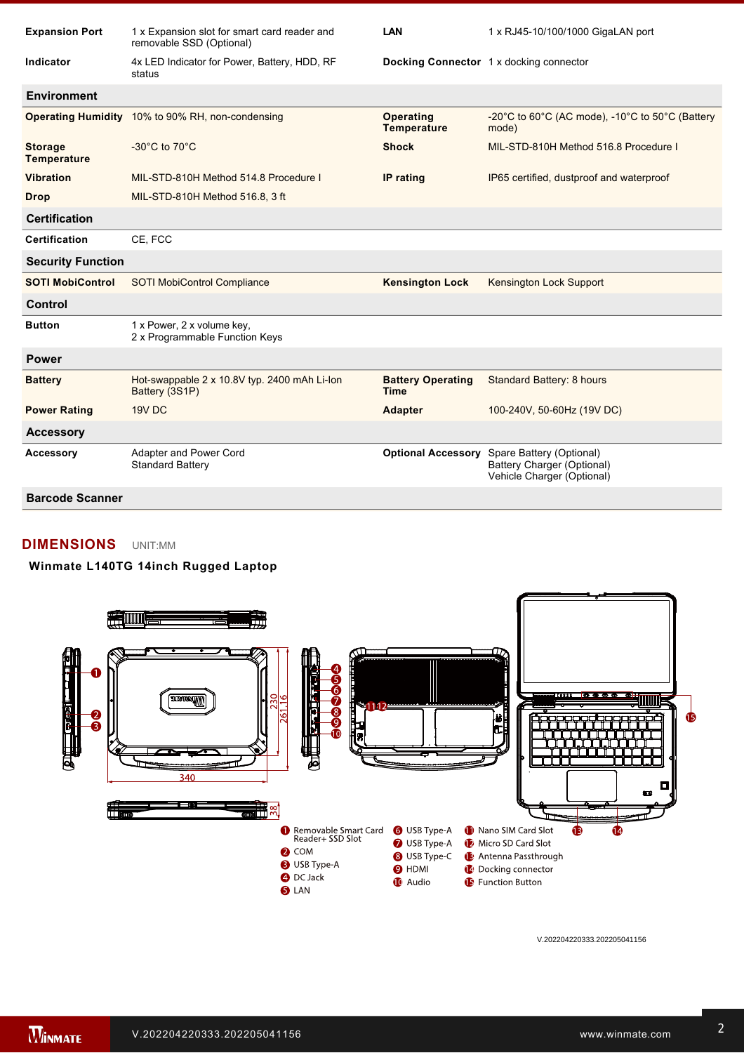| | | | |
|---|---|---|---|
| **Expansion Port** | 1 x Expansion slot for smart card reader and removable SSD (Optional) | **LAN** | 1 x RJ45-10/100/1000 GigaLAN port |
| **Indicator** | 4x LED Indicator for Power, Battery, HDD, RF status | **Docking Connector** | 1 x docking connector |

## Environment

| | | | |
|---|---|---|---|
| **Operating Humidity** | 10% to 90% RH, non-condensing | **Operating Temperature** | -20°C to 60°C (AC mode), -10°C to 50°C (Battery mode) |
| **Storage Temperature** | -30°C to 70°C | **Shock** | MIL-STD-810H Method 516.8 Procedure I |
| **Vibration** | MIL-STD-810H Method 514.8 Procedure I | **IP rating** | IP65 certified, dustproof and waterproof |
| **Drop** | MIL-STD-810H Method 516.8, 3 ft | | |

## Certification

| | |
|---|---|
| **Certification** | CE, FCC |

## Security Function

| | | | |
|---|---|---|---|
| **SOTI MobiControl** | SOTI MobiControl Compliance | **Kensington Lock** | Kensington Lock Support |

## Control

| | |
|---|---|
| **Button** | 1 x Power, 2 x volume key,<br>2 x Programmable Function Keys |

## Power

| | | | |
|---|---|---|---|
| **Battery** | Hot-swappable 2 x 10.8V typ. 2400 mAh Li-Ion Battery (3S1P) | **Battery Operating Time** | Standard Battery: 8 hours |
| **Power Rating** | 19V DC | **Adapter** | 100-240V, 50-60Hz (19V DC) |

## Accessory

| | | | |
|---|---|---|---|
| **Accessory** | Adapter and Power Cord<br>Standard Battery | **Optional Accessory** | Spare Battery (Optional)<br>Battery Charger (Optional)<br>Vehicle Charger (Optional) |

## Barcode Scanner

## DIMENSIONS UNIT:MM

**Winmate L140TG 14inch Rugged Laptop**

340
230
261.16
38

1. Removable Smart Card Reader+ SSD Slot
2. COM
3. USB Type-A
4. DC Jack
5. LAN
6. USB Type-A
7. USB Type-A
8. USB Type-C
9. HDMI
10. Audio
11. Nano SIM Card Slot
12. Micro SD Card Slot
13. Antenna Passthrough
14. Docking connector
15. Function Button

V.202204220333.202205041156